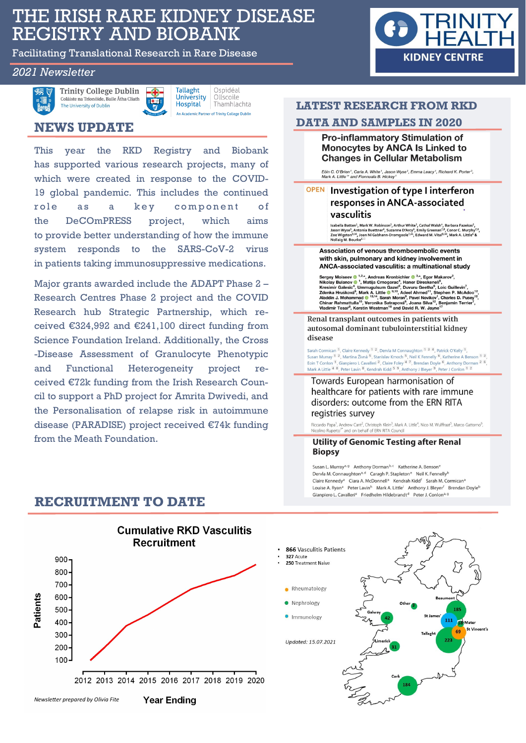# THE IRISH RARE KIDNEY DISEASE REGISTRY AND BIOBANK

Facilitating Translational Research in Rare Disease

*2021 Newsletter*

TRINITY HEALTH KIDNEY CENTRE

Trinity College Dublin — Coláiste na Tríonóide, Baile Átha Cliath — The University of Dublin

Tallaght University Hospital — Ospidéal Ollscoile Thamhlachta — An Academic Partner of Trinity College Dublin

## NEWS UPDATE

This year the RKD Registry and Biobank has supported various research projects, many of which were created in response to the COVID-19 global pandemic. This includes the continued role as a key component of the DeCOmPRESS project, which aims to provide better understanding of how the immune system responds to the SARS-CoV-2 virus in patients taking immunosuppressive medications.

Major grants awarded include the ADAPT Phase 2 – Research Centres Phase 2 project and the COVID Research hub Strategic Partnership, which received €324,992 and €241,100 direct funding from Science Foundation Ireland. Additionally, the Cross-Disease Assessment of Granulocyte Phenotypic and Functional Heterogeneity project received €72k funding from the Irish Research Council to support a PhD project for Amrita Dwivedi, and the Personalisation of relapse risk in autoimmune disease (PARADISE) project received €74k funding from the Meath Foundation.

## LATEST RESEARCH FROM RKD DATA AND SAMPLES IN 2020

**Pro-inflammatory Stimulation of Monocytes by ANCA Is Linked to Changes in Cellular Metabolism**

Eóin C. O'Brien[1], Carla A. White[1], Jason Wyse[2], Emma Leacy[1], Richard K. Porter[3], Mark A. Little[1*] and Fionnuala B. Hickey[1]

**Investigation of type I interferon responses in ANCA-associated vasculitis** (OPEN)

Isabella Batten[1], Mark W. Robinson[2], Arthur White[3], Cathal Walsh[4], Barbara Fazekas[5], Jason Wyse[3], Antonia Buettner[6], Suzanne D'Arcy[6], Emily Greenan[7,8], Conor C. Murphy[7,8], Zoe Wigston[9,10], Joan Ní Gabhann-Dromgoole[1,11], Edward M. Vital[9,10], Mark A. Little[6] & Nollaig M. Bourke[1]

**Association of venous thromboembolic events with skin, pulmonary and kidney involvement in ANCA-associated vasculitis: a multinational study**

Sergey Moiseev[1,2,*], Andreas Kronbichler[3,*], Egor Makarov[2], Nikolay Bulanov[1], Matija Crnogorac[4], Haner Direskeneli[5], Kresimir Galesic[4], Ummugulsum Gazel[5], Duvuru Geetha[6], Loic Guillevin[7], Zdenka Hrusková[8], Mark A. Little[9,10], Adeel Ahmed[11], Stephen P. McAdoo[12], Aladdin J. Mohammad[13,14], Sarah Moran[9], Pavel Novikov[1], Charles D. Pusey[12], Chinar Rahmattulla[15], Veronika Satrapová[8], Joana Silva[12], Benjamin Terrier[7], Vladimir Tesar[8], Kerstin Westman[16] and David R. W. Jayne[17]

**Renal transplant outcomes in patients with autosomal dominant tubulointerstitial kidney disease**

Sarah Cormican[1], Claire Kennedy[1,2], Dervla M Connaughton[1,3,4], Patrick O'Kelly[1], Susan Murray[1,2], Martina Živná[5], Stanislav Kmoch[5], Neil K Fennelly[6], Katherine A Benson[1,2], Eoin T Conlon[1], Gianpiero L Cavalleri[2], Claire Foley[4,7], Brendan Doyle[6], Anthony Dorman[2,6], Mark A Little[4,8], Peter Lavin[8], Kendrah Kidd[5,9], Anthony J Bleyer[9], Peter J Conlon[1,2]

**Towards European harmonisation of healthcare for patients with rare immune disorders: outcome from the ERN RITA registries survey**

Riccardo Papa[1], Andrew Cant[2], Christoph Klein[3], Mark A. Little[4], Nico M. Wulffraat[5], Marco Gattorno[6], Nicolino Ruperto[7*] and on behalf of ERN RITA Council

**Utility of Genomic Testing after Renal Biopsy**

Susan L. Murray[a,g], Anthony Dorman[b,c], Katherine A. Benson[e], Dervla M. Connaughton[a,d], Caragh P. Stapleton[e], Neil K. Fennelly[b], Claire Kennedy[a], Ciara A. McDonnell[a], Kendrah Kidd[f], Sarah M. Cormican[a], Louise A. Ryan[a], Peter Lavin[h], Mark A. Little[i], Anthony J. Bleyer[f], Brendan Doyle[b], Gianpiero L. Cavalleri[e], Friedhelm Hildebrandt[d], Peter J. Conlon[a,g]

## RECRUITMENT TO DATE

**Cumulative RKD Vasculitis Recruitment**

| Year Ending | Patients (approx.) |
|---|---|
| 2012 | 100 |
| 2013 | 230 |
| 2014 | 380 |
| 2015 | 460 |
| 2016 | 570 |
| 2017 | 670 |
| 2018 | 730 |
| 2019 | 780 |
| 2020 | 860 |

- **866** Vasculitis Patients
- 327 Acute
- 250 Treatment Naive

Legend: Rheumatology, Nephrology, Immunology

| Site | Patients |
|---|---|
| Beaumont | 185 |
| St James' | 111 |
| Mater | 10 |
| St Vincent's | 69 |
| Tallaght | 223 |
| Galway | 42 |
| Limerick | 31 |
| Cork | 184 |
| Other | 3 |

*Updated: 15.07.2021*

*Newsletter prepared by Olivia Fite*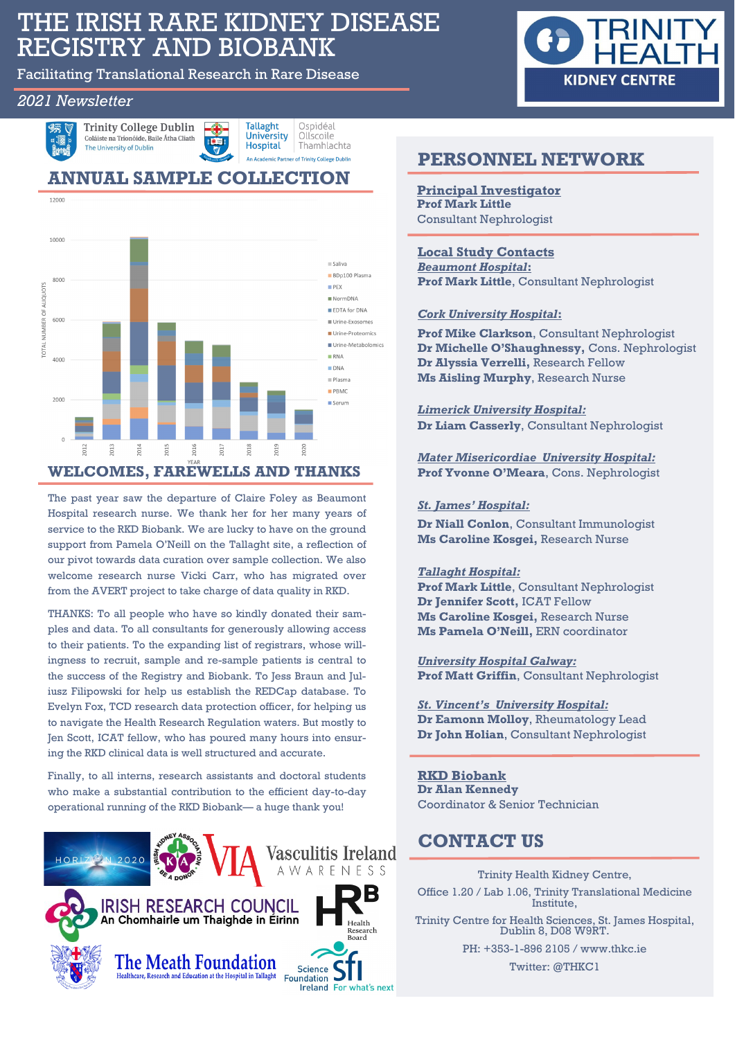# THE IRISH RARE KIDNEY DISEASE REGISTRY AND BIOBANK

Facilitating Translational Research in Rare Disease

*2021 Newsletter*

TRINITY HEALTH KIDNEY CENTRE

Trinity College Dublin, Coláiste na Tríonóide, Baile Átha Cliath, The University of Dublin

Tallaght University Hospital, Ospidéal Ollscoile Thamhlachta, An Academic Partner of Trinity College Dublin

## ANNUAL SAMPLE COLLECTION

12000
10000
8000
6000
4000
2000
0

TOTAL NUMBER OF ALIQUOTS

2012
2013
2014
2015
2016
2017
2018
2019
2020

YEAR

Saliva
BDp100 Plasma
PEX
NormDNA
EDTA for DNA
Urine-Exosomes
Urine-Proteomics
Urine-Metabolomics
RNA
DNA
Plasma
PBMC
Serum

## WELCOMES, FAREWELLS AND THANKS

The past year saw the departure of Claire Foley as Beaumont Hospital research nurse. We thank her for her many years of service to the RKD Biobank. We are lucky to have on the ground support from Pamela O'Neill on the Tallaght site, a reflection of our pivot towards data curation over sample collection. We also welcome research nurse Vicki Carr, who has migrated over from the AVERT project to take charge of data quality in RKD.

THANKS: To all people who have so kindly donated their samples and data. To all consultants for generously allowing access to their patients. To the expanding list of registrars, whose willingness to recruit, sample and re-sample patients is central to the success of the Registry and Biobank. To Jess Braun and Juliusz Filipowski for help us establish the REDCap database. To Evelyn Fox, TCD research data protection officer, for helping us to navigate the Health Research Regulation waters. But mostly to Jen Scott, ICAT fellow, who has poured many hours into ensuring the RKD clinical data is well structured and accurate.

Finally, to all interns, research assistants and doctoral students who make a substantial contribution to the efficient day-to-day operational running of the RKD Biobank— a huge thank you!

HORIZON 2020 · Irish Kidney Association · VIA Vasculitis Ireland Awareness · Irish Research Council – An Chomhairle um Thaighde in Éirinn · HRB Health Research Board · The Meath Foundation – Healthcare, Research and Education at the Hospital in Tallaght · Science Foundation Ireland – For what's next

## PERSONNEL NETWORK

**Principal Investigator**
**Prof Mark Little**
Consultant Nephrologist

**Local Study Contacts**

***Beaumont Hospital:***
**Prof Mark Little**, Consultant Nephrologist

***Cork University Hospital:***
**Prof Mike Clarkson**, Consultant Nephrologist
**Dr Michelle O'Shaughnessy,** Cons. Nephrologist
**Dr Alyssia Verrelli,** Research Fellow
**Ms Aisling Murphy**, Research Nurse

***Limerick University Hospital:***
**Dr Liam Casserly**, Consultant Nephrologist

***Mater Misericordiae University Hospital:***
**Prof Yvonne O'Meara**, Cons. Nephrologist

***St. James' Hospital:***
**Dr Niall Conlon**, Consultant Immunologist
**Ms Caroline Kosgei,** Research Nurse

***Tallaght Hospital:***
**Prof Mark Little**, Consultant Nephrologist
**Dr Jennifer Scott,** ICAT Fellow
**Ms Caroline Kosgei,** Research Nurse
**Ms Pamela O'Neill,** ERN coordinator

***University Hospital Galway:***
**Prof Matt Griffin**, Consultant Nephrologist

***St. Vincent's University Hospital:***
**Dr Eamonn Molloy**, Rheumatology Lead
**Dr John Holian**, Consultant Nephrologist

**RKD Biobank**
**Dr Alan Kennedy**
Coordinator & Senior Technician

## CONTACT US

Trinity Health Kidney Centre,

Office 1.20 / Lab 1.06, Trinity Translational Medicine Institute,

Trinity Centre for Health Sciences, St. James Hospital, Dublin 8, D08 W9RT.

PH: +353-1-896 2105 / www.thkc.ie

Twitter: @THKC1